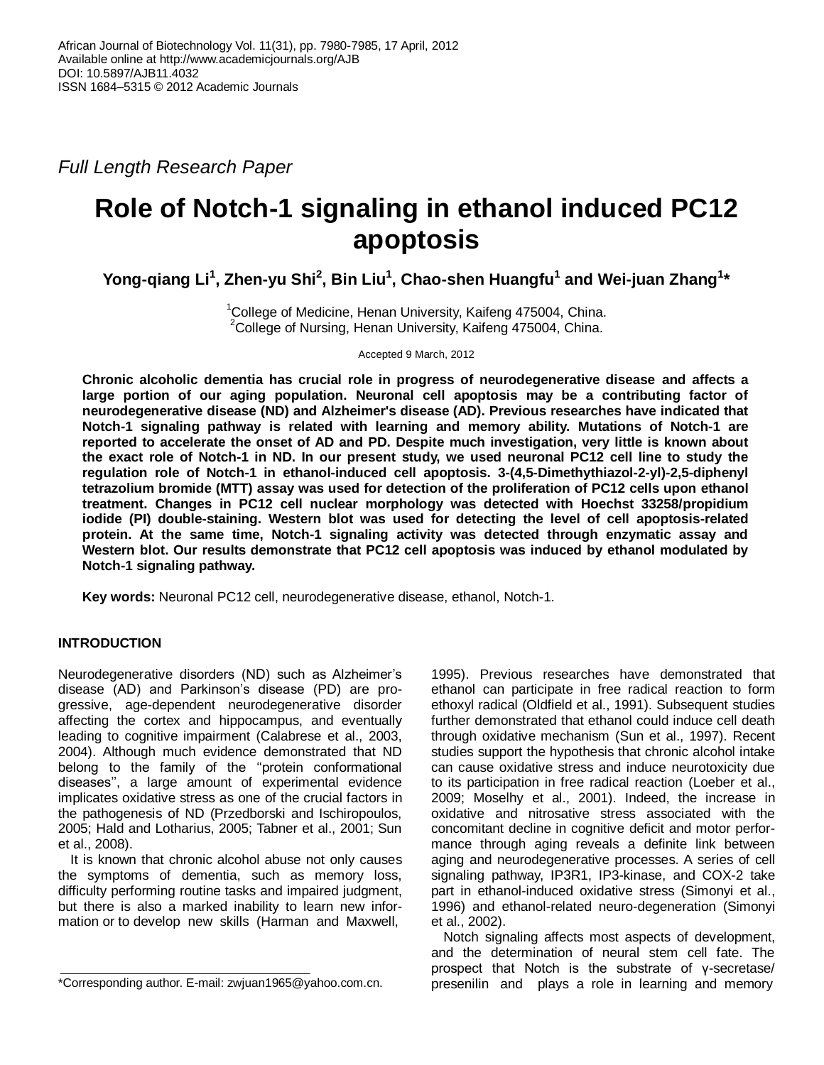African Journal of Biotechnology Vol. 11(31), pp. 7980-7985, 17 April, 2012
Available online at http://www.academicjournals.org/AJB
DOI: 10.5897/AJB11.4032
ISSN 1684–5315 © 2012 Academic Journals

*Full Length Research Paper*

# Role of Notch-1 signaling in ethanol induced PC12 apoptosis

**Yong-qiang Li[1], Zhen-yu Shi[2], Bin Liu[1], Chao-shen Huangfu[1] and Wei-juan Zhang[1]***

[1]College of Medicine, Henan University, Kaifeng 475004, China.
[2]College of Nursing, Henan University, Kaifeng 475004, China.

Accepted 9 March, 2012

**Chronic alcoholic dementia has crucial role in progress of neurodegenerative disease and affects a large portion of our aging population. Neuronal cell apoptosis may be a contributing factor of neurodegenerative disease (ND) and Alzheimer's disease (AD). Previous researches have indicated that Notch-1 signaling pathway is related with learning and memory ability. Mutations of Notch-1 are reported to accelerate the onset of AD and PD. Despite much investigation, very little is known about the exact role of Notch-1 in ND. In our present study, we used neuronal PC12 cell line to study the regulation role of Notch-1 in ethanol-induced cell apoptosis. 3-(4,5-Dimethythiazol-2-yl)-2,5-diphenyl tetrazolium bromide (MTT) assay was used for detection of the proliferation of PC12 cells upon ethanol treatment. Changes in PC12 cell nuclear morphology was detected with Hoechst 33258/propidium iodide (PI) double-staining. Western blot was used for detecting the level of cell apoptosis-related protein. At the same time, Notch-1 signaling activity was detected through enzymatic assay and Western blot. Our results demonstrate that PC12 cell apoptosis was induced by ethanol modulated by Notch-1 signaling pathway.**

**Key words:** Neuronal PC12 cell, neurodegenerative disease, ethanol, Notch-1.

## INTRODUCTION

Neurodegenerative disorders (ND) such as Alzheimer's disease (AD) and Parkinson's disease (PD) are progressive, age-dependent neurodegenerative disorder affecting the cortex and hippocampus, and eventually leading to cognitive impairment (Calabrese et al., 2003, 2004). Although much evidence demonstrated that ND belong to the family of the "protein conformational diseases", a large amount of experimental evidence implicates oxidative stress as one of the crucial factors in the pathogenesis of ND (Przedborski and Ischiropoulos, 2005; Hald and Lotharius, 2005; Tabner et al., 2001; Sun et al., 2008).

It is known that chronic alcohol abuse not only causes the symptoms of dementia, such as memory loss, difficulty performing routine tasks and impaired judgment, but there is also a marked inability to learn new information or to develop new skills (Harman and Maxwell, 1995). Previous researches have demonstrated that ethanol can participate in free radical reaction to form ethoxyl radical (Oldfield et al., 1991). Subsequent studies further demonstrated that ethanol could induce cell death through oxidative mechanism (Sun et al., 1997). Recent studies support the hypothesis that chronic alcohol intake can cause oxidative stress and induce neurotoxicity due to its participation in free radical reaction (Loeber et al., 2009; Moselhy et al., 2001). Indeed, the increase in oxidative and nitrosative stress associated with the concomitant decline in cognitive deficit and motor performance through aging reveals a definite link between aging and neurodegenerative processes. A series of cell signaling pathway, IP3R1, IP3-kinase, and COX-2 take part in ethanol-induced oxidative stress (Simonyi et al., 1996) and ethanol-related neuro-degeneration (Simonyi et al., 2002).

Notch signaling affects most aspects of development, and the determination of neural stem cell fate. The prospect that Notch is the substrate of γ-secretase/ presenilin and plays a role in learning and memory

*Corresponding author. E-mail: zwjuan1965@yahoo.com.cn.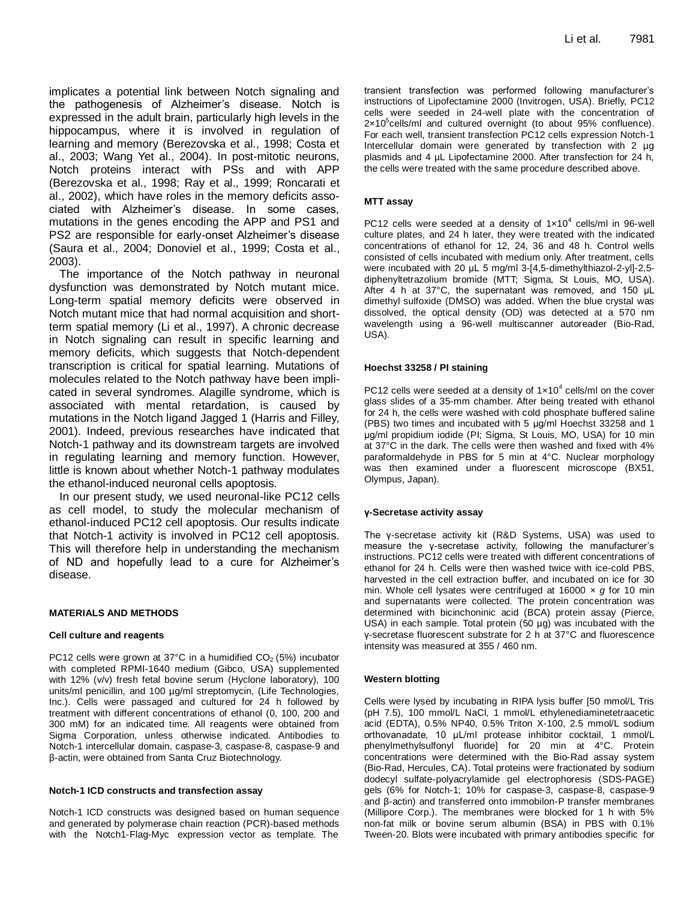implicates a potential link between Notch signaling and the pathogenesis of Alzheimer's disease. Notch is expressed in the adult brain, particularly high levels in the hippocampus, where it is involved in regulation of learning and memory (Berezovska et al., 1998; Costa et al., 2003; Wang Yet al., 2004). In post-mitotic neurons, Notch proteins interact with PSs and with APP (Berezovska et al., 1998; Ray et al., 1999; Roncarati et al., 2002), which have roles in the memory deficits associated with Alzheimer's disease. In some cases, mutations in the genes encoding the APP and PS1 and PS2 are responsible for early-onset Alzheimer's disease (Saura et al., 2004; Donoviel et al., 1999; Costa et al., 2003).

The importance of the Notch pathway in neuronal dysfunction was demonstrated by Notch mutant mice. Long-term spatial memory deficits were observed in Notch mutant mice that had normal acquisition and short-term spatial memory (Li et al., 1997). A chronic decrease in Notch signaling can result in specific learning and memory deficits, which suggests that Notch-dependent transcription is critical for spatial learning. Mutations of molecules related to the Notch pathway have been implicated in several syndromes. Alagille syndrome, which is associated with mental retardation, is caused by mutations in the Notch ligand Jagged 1 (Harris and Filley, 2001). Indeed, previous researches have indicated that Notch-1 pathway and its downstream targets are involved in regulating learning and memory function. However, little is known about whether Notch-1 pathway modulates the ethanol-induced neuronal cells apoptosis.

In our present study, we used neuronal-like PC12 cells as cell model, to study the molecular mechanism of ethanol-induced PC12 cell apoptosis. Our results indicate that Notch-1 activity is involved in PC12 cell apoptosis. This will therefore help in understanding the mechanism of ND and hopefully lead to a cure for Alzheimer's disease.

## MATERIALS AND METHODS

### Cell culture and reagents

PC12 cells were grown at 37°C in a humidified $CO_2$ (5%) incubator with completed RPMI-1640 medium (Gibco, USA) supplemented with 12% (v/v) fresh fetal bovine serum (Hyclone laboratory), 100 units/ml penicillin, and 100 µg/ml streptomycin, (Life Technologies, Inc.). Cells were passaged and cultured for 24 h followed by treatment with different concentrations of ethanol (0, 100, 200 and 300 mM) for an indicated time. All reagents were obtained from Sigma Corporation, unless otherwise indicated. Antibodies to Notch-1 intercellular domain, caspase-3, caspase-8, caspase-9 and β-actin, were obtained from Santa Cruz Biotechnology.

### Notch-1 ICD constructs and transfection assay

Notch-1 ICD constructs was designed based on human sequence and generated by polymerase chain reaction (PCR)-based methods with the Notch1-Flag-Myc expression vector as template. The transient transfection was performed following manufacturer's instructions of Lipofectamine 2000 (Invitrogen, USA). Briefly, PC12 cells were seeded in 24-well plate with the concentration of $2\times10^5$cells/ml and cultured overnight (to about 95% confluence). For each well, transient transfection PC12 cells expression Notch-1 Intercellular domain were generated by transfection with 2 µg plasmids and 4 µL Lipofectamine 2000. After transfection for 24 h, the cells were treated with the same procedure described above.

### MTT assay

PC12 cells were seeded at a density of $1\times10^4$ cells/ml in 96-well culture plates, and 24 h later, they were treated with the indicated concentrations of ethanol for 12, 24, 36 and 48 h. Control wells consisted of cells incubated with medium only. After treatment, cells were incubated with 20 µL 5 mg/ml 3-[4,5-dimethylthiazol-2-yl]-2,5-diphenyltetrazolium bromide (MTT; Sigma, St Louis, MO, USA). After 4 h at 37°C, the supernatant was removed, and 150 µL dimethyl sulfoxide (DMSO) was added. When the blue crystal was dissolved, the optical density (OD) was detected at a 570 nm wavelength using a 96-well multiscanner autoreader (Bio-Rad, USA).

### Hoechst 33258 / PI staining

PC12 cells were seeded at a density of $1\times10^4$ cells/ml on the cover glass slides of a 35-mm chamber. After being treated with ethanol for 24 h, the cells were washed with cold phosphate buffered saline (PBS) two times and incubated with 5 µg/ml Hoechst 33258 and 1 µg/ml propidium iodide (PI; Sigma, St Louis, MO, USA) for 10 min at 37°C in the dark. The cells were then washed and fixed with 4% paraformaldehyde in PBS for 5 min at 4°C. Nuclear morphology was then examined under a fluorescent microscope (BX51, Olympus, Japan).

### γ-Secretase activity assay

The γ-secretase activity kit (R&D Systems, USA) was used to measure the γ-secretase activity, following the manufacturer's instructions. PC12 cells were treated with different concentrations of ethanol for 24 h. Cells were then washed twice with ice-cold PBS, harvested in the cell extraction buffer, and incubated on ice for 30 min. Whole cell lysates were centrifuged at 16000 × *g* for 10 min and supernatants were collected. The protein concentration was determined with bicinchoninic acid (BCA) protein assay (Pierce, USA) in each sample. Total protein (50 µg) was incubated with the γ-secretase fluorescent substrate for 2 h at 37°C and fluorescence intensity was measured at 355 / 460 nm.

### Western blotting

Cells were lysed by incubating in RIPA lysis buffer [50 mmol/L Tris (pH 7.5), 100 mmol/L NaCl, 1 mmol/L ethylenediaminetetraacetic acid (EDTA), 0.5% NP40, 0.5% Triton X-100, 2.5 mmol/L sodium orthovanadate, 10 µL/ml protease inhibitor cocktail, 1 mmol/L phenylmethylsulfonyl fluoride] for 20 min at 4°C. Protein concentrations were determined with the Bio-Rad assay system (Bio-Rad, Hercules, CA). Total proteins were fractionated by sodium dodecyl sulfate-polyacrylamide gel electrophoresis (SDS-PAGE) gels (6% for Notch-1; 10% for caspase-3, caspase-8, caspase-9 and β-actin) and transferred onto immobilon-P transfer membranes (Millipore Corp.). The membranes were blocked for 1 h with 5% non-fat milk or bovine serum albumin (BSA) in PBS with 0.1% Tween-20. Blots were incubated with primary antibodies specific for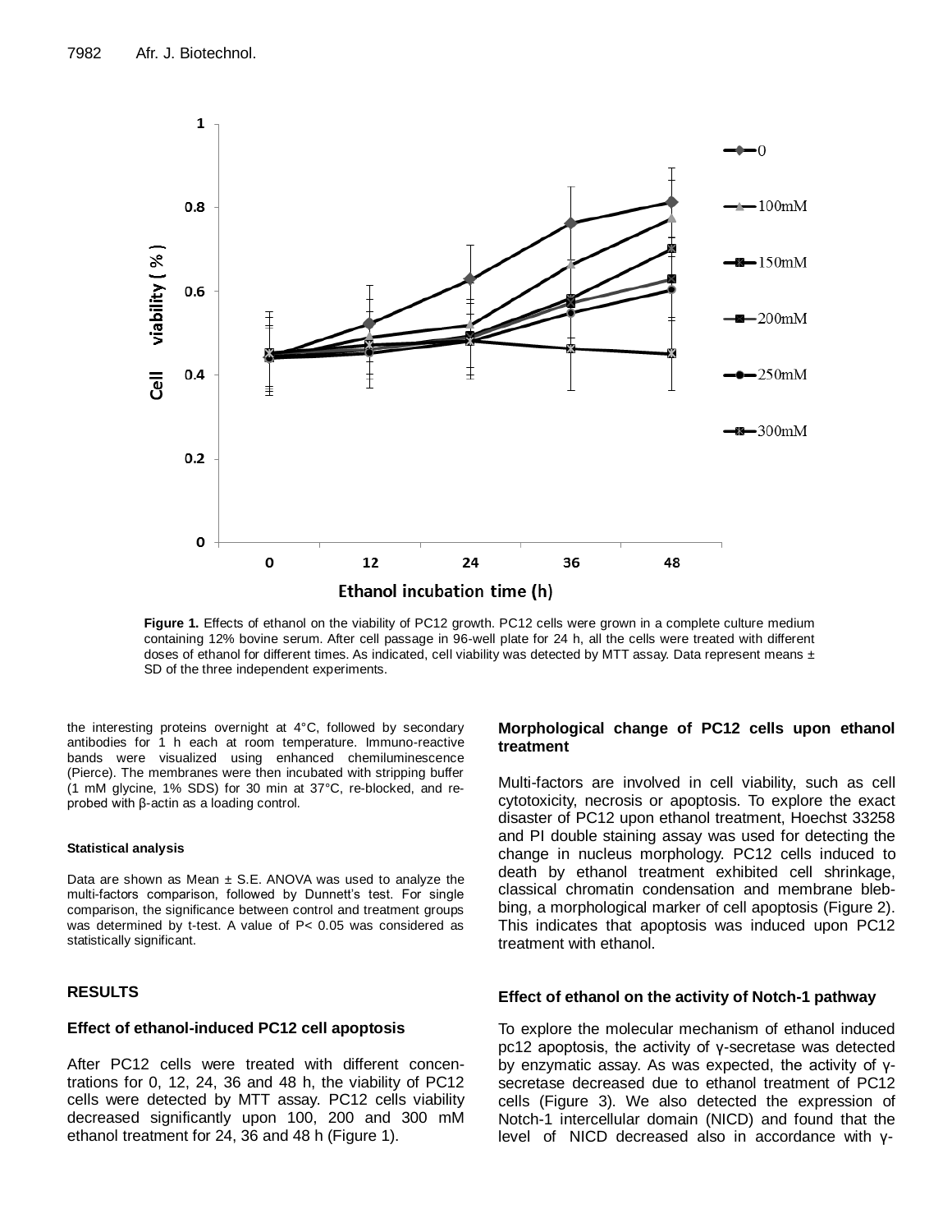**Figure 1.** Effects of ethanol on the viability of PC12 growth. PC12 cells were grown in a complete culture medium containing 12% bovine serum. After cell passage in 96-well plate for 24 h, all the cells were treated with different doses of ethanol for different times. As indicated, cell viability was detected by MTT assay. Data represent means ± SD of the three independent experiments.

the interesting proteins overnight at 4°C, followed by secondary antibodies for 1 h each at room temperature. Immuno-reactive bands were visualized using enhanced chemiluminescence (Pierce). The membranes were then incubated with stripping buffer (1 mM glycine, 1% SDS) for 30 min at 37°C, re-blocked, and re-probed with β-actin as a loading control.

#### Statistical analysis

Data are shown as Mean ± S.E. ANOVA was used to analyze the multi-factors comparison, followed by Dunnett's test. For single comparison, the significance between control and treatment groups was determined by t-test. A value of $P < 0.05$ was considered as statistically significant.

## RESULTS

### Effect of ethanol-induced PC12 cell apoptosis

After PC12 cells were treated with different concentrations for 0, 12, 24, 36 and 48 h, the viability of PC12 cells were detected by MTT assay. PC12 cells viability decreased significantly upon 100, 200 and 300 mM ethanol treatment for 24, 36 and 48 h (Figure 1).

### Morphological change of PC12 cells upon ethanol treatment

Multi-factors are involved in cell viability, such as cell cytotoxicity, necrosis or apoptosis. To explore the exact disaster of PC12 upon ethanol treatment, Hoechst 33258 and PI double staining assay was used for detecting the change in nucleus morphology. PC12 cells induced to death by ethanol treatment exhibited cell shrinkage, classical chromatin condensation and membrane blebbing, a morphological marker of cell apoptosis (Figure 2). This indicates that apoptosis was induced upon PC12 treatment with ethanol.

### Effect of ethanol on the activity of Notch-1 pathway

To explore the molecular mechanism of ethanol induced pc12 apoptosis, the activity of γ-secretase was detected by enzymatic assay. As was expected, the activity of γ-secretase decreased due to ethanol treatment of PC12 cells (Figure 3). We also detected the expression of Notch-1 intercellular domain (NICD) and found that the level of NICD decreased also in accordance with γ-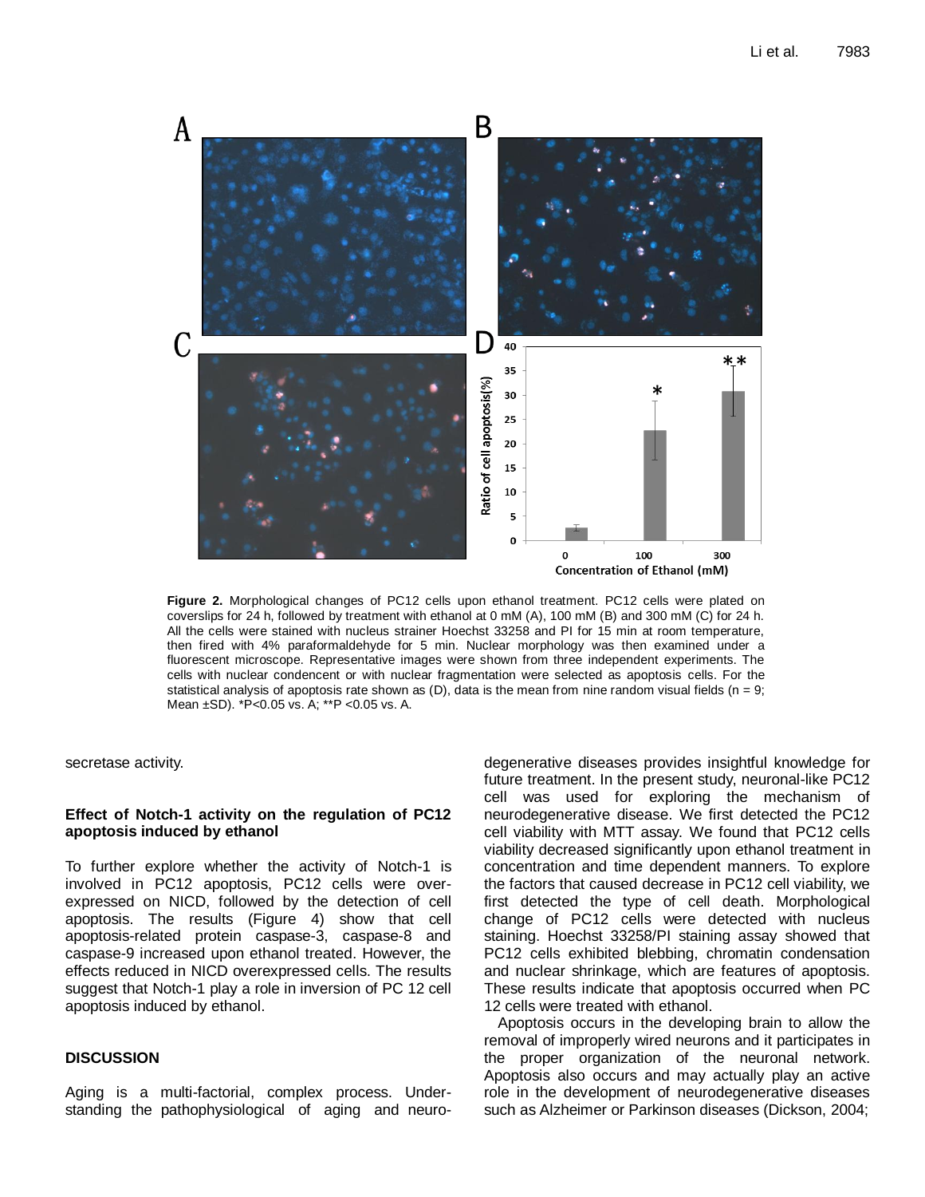**Figure 2.** Morphological changes of PC12 cells upon ethanol treatment. PC12 cells were plated on coverslips for 24 h, followed by treatment with ethanol at 0 mM (A), 100 mM (B) and 300 mM (C) for 24 h. All the cells were stained with nucleus strainer Hoechst 33258 and PI for 15 min at room temperature, then fired with 4% paraformaldehyde for 5 min. Nuclear morphology was then examined under a fluorescent microscope. Representative images were shown from three independent experiments. The cells with nuclear condencent or with nuclear fragmentation were selected as apoptosis cells. For the statistical analysis of apoptosis rate shown as (D), data is the mean from nine random visual fields (n = 9; Mean ±SD). *P<0.05 vs. A; **P <0.05 vs. A.

secretase activity.

### Effect of Notch-1 activity on the regulation of PC12 apoptosis induced by ethanol

To further explore whether the activity of Notch-1 is involved in PC12 apoptosis, PC12 cells were over-expressed on NICD, followed by the detection of cell apoptosis. The results (Figure 4) show that cell apoptosis-related protein caspase-3, caspase-8 and caspase-9 increased upon ethanol treated. However, the effects reduced in NICD overexpressed cells. The results suggest that Notch-1 play a role in inversion of PC 12 cell apoptosis induced by ethanol.

## DISCUSSION

Aging is a multi-factorial, complex process. Understanding the pathophysiological of aging and neuro-degenerative diseases provides insightful knowledge for future treatment. In the present study, neuronal-like PC12 cell was used for exploring the mechanism of neurodegenerative disease. We first detected the PC12 cell viability with MTT assay. We found that PC12 cells viability decreased significantly upon ethanol treatment in concentration and time dependent manners. To explore the factors that caused decrease in PC12 cell viability, we first detected the type of cell death. Morphological change of PC12 cells were detected with nucleus staining. Hoechst 33258/PI staining assay showed that PC12 cells exhibited blebbing, chromatin condensation and nuclear shrinkage, which are features of apoptosis. These results indicate that apoptosis occurred when PC 12 cells were treated with ethanol.

Apoptosis occurs in the developing brain to allow the removal of improperly wired neurons and it participates in the proper organization of the neuronal network. Apoptosis also occurs and may actually play an active role in the development of neurodegenerative diseases such as Alzheimer or Parkinson diseases (Dickson, 2004;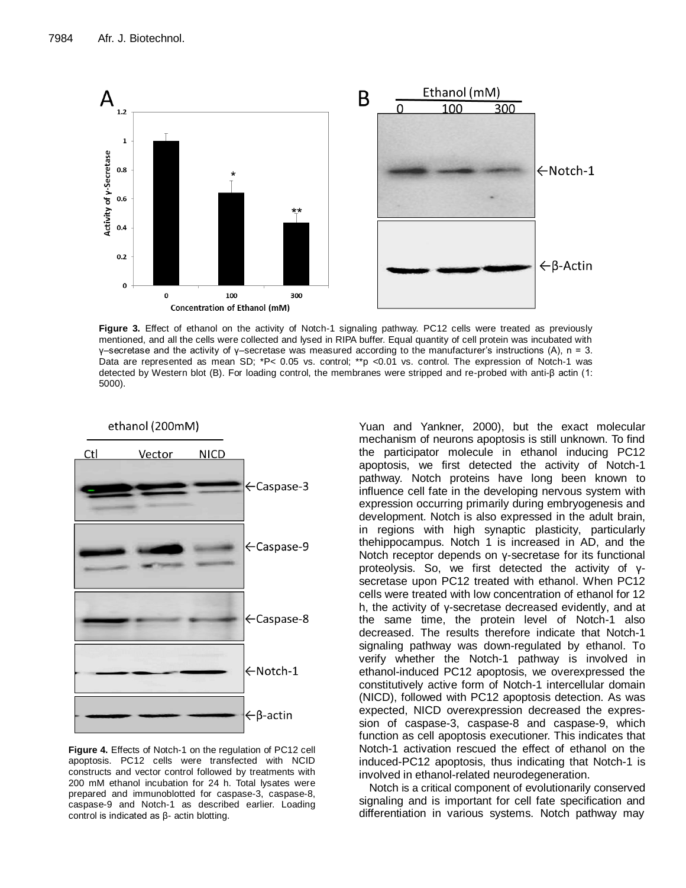**Figure 3.** Effect of ethanol on the activity of Notch-1 signaling pathway. PC12 cells were treated as previously mentioned, and all the cells were collected and lysed in RIPA buffer. Equal quantity of cell protein was incubated with γ–secretase and the activity of γ–secretase was measured according to the manufacturer's instructions (A), n = 3. Data are represented as mean SD; *P< 0.05 vs. control; **p <0.01 vs. control. The expression of Notch-1 was detected by Western blot (B). For loading control, the membranes were stripped and re-probed with anti-β actin (1: 5000).

**Figure 4.** Effects of Notch-1 on the regulation of PC12 cell apoptosis. PC12 cells were transfected with NCID constructs and vector control followed by treatments with 200 mM ethanol incubation for 24 h. Total lysates were prepared and immunoblotted for caspase-3, caspase-8, caspase-9 and Notch-1 as described earlier. Loading control is indicated as β- actin blotting.

Yuan and Yankner, 2000), but the exact molecular mechanism of neurons apoptosis is still unknown. To find the participator molecule in ethanol inducing PC12 apoptosis, we first detected the activity of Notch-1 pathway. Notch proteins have long been known to influence cell fate in the developing nervous system with expression occurring primarily during embryogenesis and development. Notch is also expressed in the adult brain, in regions with high synaptic plasticity, particularly thehippocampus. Notch 1 is increased in AD, and the Notch receptor depends on γ-secretase for its functional proteolysis. So, we first detected the activity of γ-secretase upon PC12 treated with ethanol. When PC12 cells were treated with low concentration of ethanol for 12 h, the activity of γ-secretase decreased evidently, and at the same time, the protein level of Notch-1 also decreased. The results therefore indicate that Notch-1 signaling pathway was down-regulated by ethanol. To verify whether the Notch-1 pathway is involved in ethanol-induced PC12 apoptosis, we overexpressed the constitutively active form of Notch-1 intercellular domain (NICD), followed with PC12 apoptosis detection. As was expected, NICD overexpression decreased the expression of caspase-3, caspase-8 and caspase-9, which function as cell apoptosis executioner. This indicates that Notch-1 activation rescued the effect of ethanol on the induced-PC12 apoptosis, thus indicating that Notch-1 is involved in ethanol-related neurodegeneration.

Notch is a critical component of evolutionarily conserved signaling and is important for cell fate specification and differentiation in various systems. Notch pathway may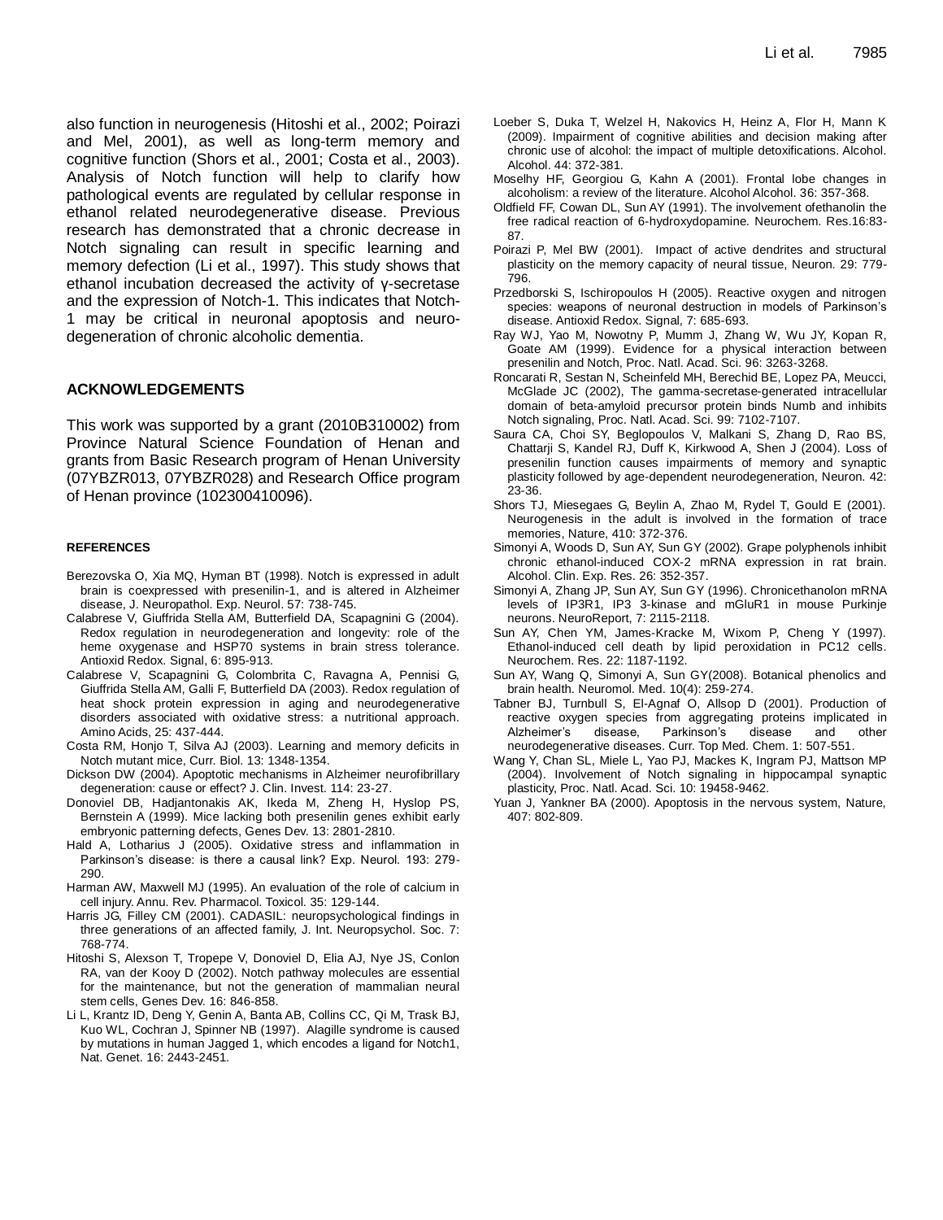also function in neurogenesis (Hitoshi et al., 2002; Poirazi and Mel, 2001), as well as long-term memory and cognitive function (Shors et al., 2001; Costa et al., 2003). Analysis of Notch function will help to clarify how pathological events are regulated by cellular response in ethanol related neurodegenerative disease. Previous research has demonstrated that a chronic decrease in Notch signaling can result in specific learning and memory defection (Li et al., 1997). This study shows that ethanol incubation decreased the activity of γ-secretase and the expression of Notch-1. This indicates that Notch-1 may be critical in neuronal apoptosis and neuro-degeneration of chronic alcoholic dementia.

## ACKNOWLEDGEMENTS

This work was supported by a grant (2010B310002) from Province Natural Science Foundation of Henan and grants from Basic Research program of Henan University (07YBZR013, 07YBZR028) and Research Office program of Henan province (102300410096).

## REFERENCES

Berezovska O, Xia MQ, Hyman BT (1998). Notch is expressed in adult brain is coexpressed with presenilin-1, and is altered in Alzheimer disease, J. Neuropathol. Exp. Neurol. 57: 738-745.

Calabrese V, Giuffrida Stella AM, Butterfield DA, Scapagnini G (2004). Redox regulation in neurodegeneration and longevity: role of the heme oxygenase and HSP70 systems in brain stress tolerance. Antioxid Redox. Signal, 6: 895-913.

Calabrese V, Scapagnini G, Colombrita C, Ravagna A, Pennisi G, Giuffrida Stella AM, Galli F, Butterfield DA (2003). Redox regulation of heat shock protein expression in aging and neurodegenerative disorders associated with oxidative stress: a nutritional approach. Amino Acids, 25: 437-444.

Costa RM, Honjo T, Silva AJ (2003). Learning and memory deficits in Notch mutant mice, Curr. Biol. 13: 1348-1354.

Dickson DW (2004). Apoptotic mechanisms in Alzheimer neurofibrillary degeneration: cause or effect? J. Clin. Invest. 114: 23-27.

Donoviel DB, Hadjantonakis AK, Ikeda M, Zheng H, Hyslop PS, Bernstein A (1999). Mice lacking both presenilin genes exhibit early embryonic patterning defects, Genes Dev. 13: 2801-2810.

Hald A, Lotharius J (2005). Oxidative stress and inflammation in Parkinson's disease: is there a causal link? Exp. Neurol. 193: 279-290.

Harman AW, Maxwell MJ (1995). An evaluation of the role of calcium in cell injury. Annu. Rev. Pharmacol. Toxicol. 35: 129-144.

Harris JG, Filley CM (2001). CADASIL: neuropsychological findings in three generations of an affected family, J. Int. Neuropsychol. Soc. 7: 768-774.

Hitoshi S, Alexson T, Tropepe V, Donoviel D, Elia AJ, Nye JS, Conlon RA, van der Kooy D (2002). Notch pathway molecules are essential for the maintenance, but not the generation of mammalian neural stem cells, Genes Dev. 16: 846-858.

Li L, Krantz ID, Deng Y, Genin A, Banta AB, Collins CC, Qi M, Trask BJ, Kuo WL, Cochran J, Spinner NB (1997). Alagille syndrome is caused by mutations in human Jagged 1, which encodes a ligand for Notch1, Nat. Genet. 16: 2443-2451.

Loeber S, Duka T, Welzel H, Nakovics H, Heinz A, Flor H, Mann K (2009). Impairment of cognitive abilities and decision making after chronic use of alcohol: the impact of multiple detoxifications. Alcohol. Alcohol. 44: 372-381.

Moselhy HF, Georgiou G, Kahn A (2001). Frontal lobe changes in alcoholism: a review of the literature. Alcohol Alcohol. 36: 357-368.

Oldfield FF, Cowan DL, Sun AY (1991). The involvement ofethanolin the free radical reaction of 6-hydroxydopamine. Neurochem. Res.16:83-87.

Poirazi P, Mel BW (2001). Impact of active dendrites and structural plasticity on the memory capacity of neural tissue, Neuron. 29: 779-796.

Przedborski S, Ischiropoulos H (2005). Reactive oxygen and nitrogen species: weapons of neuronal destruction in models of Parkinson's disease. Antioxid Redox. Signal, 7: 685-693.

Ray WJ, Yao M, Nowotny P, Mumm J, Zhang W, Wu JY, Kopan R, Goate AM (1999). Evidence for a physical interaction between presenilin and Notch, Proc. Natl. Acad. Sci. 96: 3263-3268.

Roncarati R, Sestan N, Scheinfeld MH, Berechid BE, Lopez PA, Meucci, McGlade JC (2002), The gamma-secretase-generated intracellular domain of beta-amyloid precursor protein binds Numb and inhibits Notch signaling, Proc. Natl. Acad. Sci. 99: 7102-7107.

Saura CA, Choi SY, Beglopoulos V, Malkani S, Zhang D, Rao BS, Chattarji S, Kandel RJ, Duff K, Kirkwood A, Shen J (2004). Loss of presenilin function causes impairments of memory and synaptic plasticity followed by age-dependent neurodegeneration, Neuron. 42: 23-36.

Shors TJ, Miesegaes G, Beylin A, Zhao M, Rydel T, Gould E (2001). Neurogenesis in the adult is involved in the formation of trace memories, Nature, 410: 372-376.

Simonyi A, Woods D, Sun AY, Sun GY (2002). Grape polyphenols inhibit chronic ethanol-induced COX-2 mRNA expression in rat brain. Alcohol. Clin. Exp. Res. 26: 352-357.

Simonyi A, Zhang JP, Sun AY, Sun GY (1996). Chronicethanolon mRNA levels of IP3R1, IP3 3-kinase and mGluR1 in mouse Purkinje neurons. NeuroReport, 7: 2115-2118.

Sun AY, Chen YM, James-Kracke M, Wixom P, Cheng Y (1997). Ethanol-induced cell death by lipid peroxidation in PC12 cells. Neurochem. Res. 22: 1187-1192.

Sun AY, Wang Q, Simonyi A, Sun GY(2008). Botanical phenolics and brain health. Neuromol. Med. 10(4): 259-274.

Tabner BJ, Turnbull S, El-Agnaf O, Allsop D (2001). Production of reactive oxygen species from aggregating proteins implicated in Alzheimer's disease, Parkinson's disease and other neurodegenerative diseases. Curr. Top Med. Chem. 1: 507-551.

Wang Y, Chan SL, Miele L, Yao PJ, Mackes K, Ingram PJ, Mattson MP (2004). Involvement of Notch signaling in hippocampal synaptic plasticity, Proc. Natl. Acad. Sci. 10: 19458-9462.

Yuan J, Yankner BA (2000). Apoptosis in the nervous system, Nature, 407: 802-809.